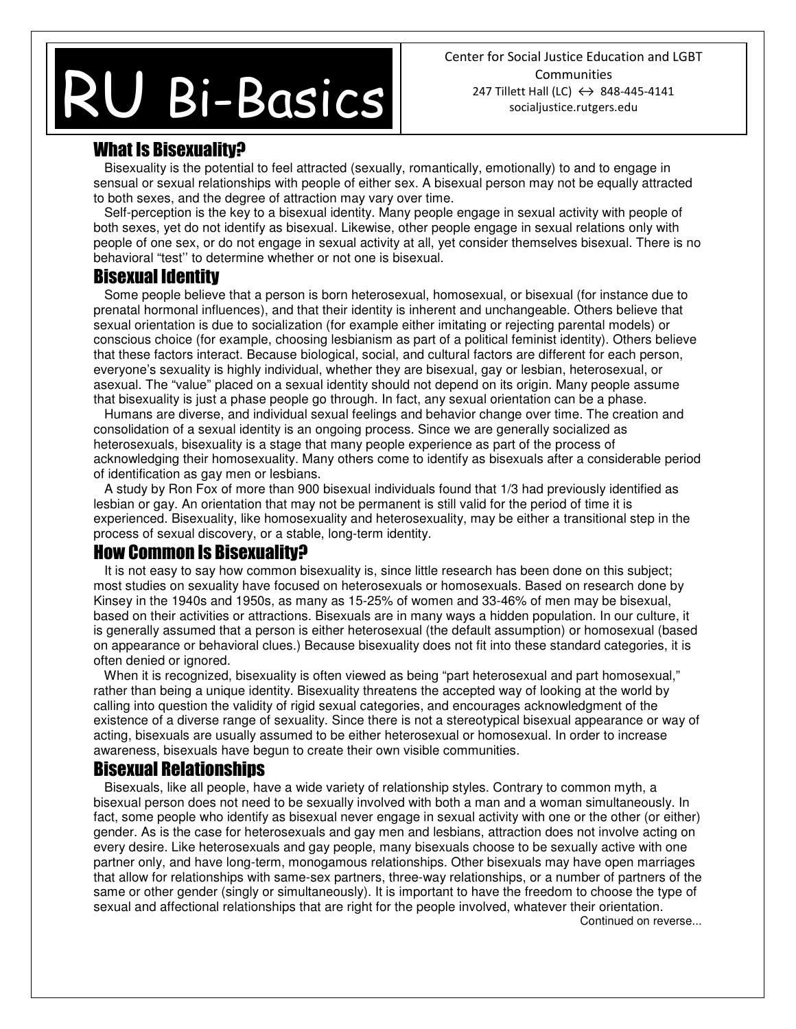# RU Bi-Basics

Center for Social Justice Education and LGBT Communities
247 Tillett Hall (LC) ↔ 848-445-4141
socialjustice.rutgers.edu

## What Is Bisexuality?

Bisexuality is the potential to feel attracted (sexually, romantically, emotionally) to and to engage in sensual or sexual relationships with people of either sex. A bisexual person may not be equally attracted to both sexes, and the degree of attraction may vary over time.

Self-perception is the key to a bisexual identity. Many people engage in sexual activity with people of both sexes, yet do not identify as bisexual. Likewise, other people engage in sexual relations only with people of one sex, or do not engage in sexual activity at all, yet consider themselves bisexual. There is no behavioral "test'' to determine whether or not one is bisexual.

## Bisexual Identity

Some people believe that a person is born heterosexual, homosexual, or bisexual (for instance due to prenatal hormonal influences), and that their identity is inherent and unchangeable. Others believe that sexual orientation is due to socialization (for example either imitating or rejecting parental models) or conscious choice (for example, choosing lesbianism as part of a political feminist identity). Others believe that these factors interact. Because biological, social, and cultural factors are different for each person, everyone's sexuality is highly individual, whether they are bisexual, gay or lesbian, heterosexual, or asexual. The "value" placed on a sexual identity should not depend on its origin. Many people assume that bisexuality is just a phase people go through. In fact, any sexual orientation can be a phase.

Humans are diverse, and individual sexual feelings and behavior change over time. The creation and consolidation of a sexual identity is an ongoing process. Since we are generally socialized as heterosexuals, bisexuality is a stage that many people experience as part of the process of acknowledging their homosexuality. Many others come to identify as bisexuals after a considerable period of identification as gay men or lesbians.

A study by Ron Fox of more than 900 bisexual individuals found that 1/3 had previously identified as lesbian or gay. An orientation that may not be permanent is still valid for the period of time it is experienced. Bisexuality, like homosexuality and heterosexuality, may be either a transitional step in the process of sexual discovery, or a stable, long-term identity.

## How Common Is Bisexuality?

It is not easy to say how common bisexuality is, since little research has been done on this subject; most studies on sexuality have focused on heterosexuals or homosexuals. Based on research done by Kinsey in the 1940s and 1950s, as many as 15-25% of women and 33-46% of men may be bisexual, based on their activities or attractions. Bisexuals are in many ways a hidden population. In our culture, it is generally assumed that a person is either heterosexual (the default assumption) or homosexual (based on appearance or behavioral clues.) Because bisexuality does not fit into these standard categories, it is often denied or ignored.

When it is recognized, bisexuality is often viewed as being "part heterosexual and part homosexual," rather than being a unique identity. Bisexuality threatens the accepted way of looking at the world by calling into question the validity of rigid sexual categories, and encourages acknowledgment of the existence of a diverse range of sexuality. Since there is not a stereotypical bisexual appearance or way of acting, bisexuals are usually assumed to be either heterosexual or homosexual. In order to increase awareness, bisexuals have begun to create their own visible communities.

## Bisexual Relationships

Bisexuals, like all people, have a wide variety of relationship styles. Contrary to common myth, a bisexual person does not need to be sexually involved with both a man and a woman simultaneously. In fact, some people who identify as bisexual never engage in sexual activity with one or the other (or either) gender. As is the case for heterosexuals and gay men and lesbians, attraction does not involve acting on every desire. Like heterosexuals and gay people, many bisexuals choose to be sexually active with one partner only, and have long-term, monogamous relationships. Other bisexuals may have open marriages that allow for relationships with same-sex partners, three-way relationships, or a number of partners of the same or other gender (singly or simultaneously). It is important to have the freedom to choose the type of sexual and affectional relationships that are right for the people involved, whatever their orientation.

Continued on reverse...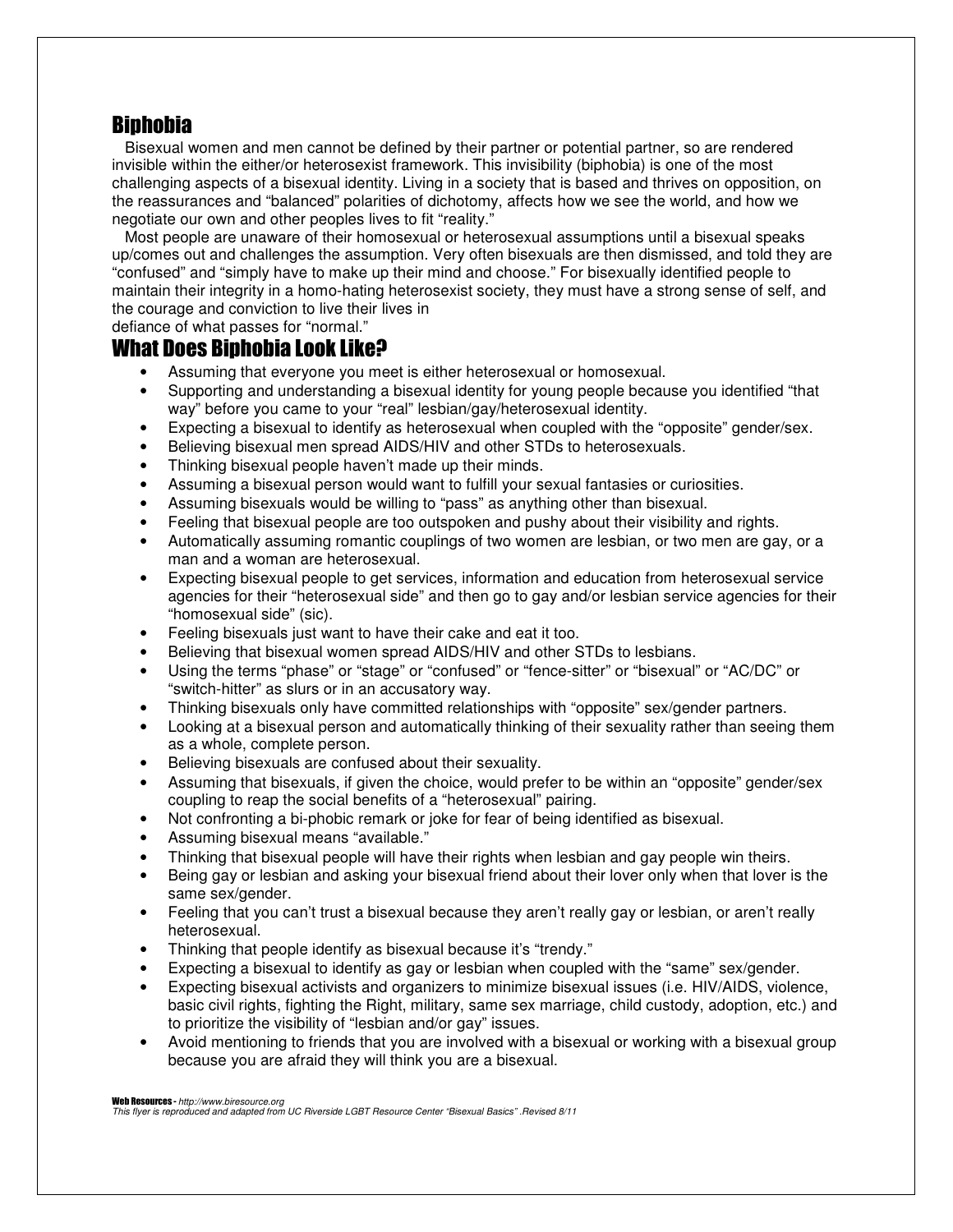## Biphobia

Bisexual women and men cannot be defined by their partner or potential partner, so are rendered invisible within the either/or heterosexist framework. This invisibility (biphobia) is one of the most challenging aspects of a bisexual identity. Living in a society that is based and thrives on opposition, on the reassurances and "balanced" polarities of dichotomy, affects how we see the world, and how we negotiate our own and other peoples lives to fit "reality."

Most people are unaware of their homosexual or heterosexual assumptions until a bisexual speaks up/comes out and challenges the assumption. Very often bisexuals are then dismissed, and told they are "confused" and "simply have to make up their mind and choose." For bisexually identified people to maintain their integrity in a homo-hating heterosexist society, they must have a strong sense of self, and the courage and conviction to live their lives in defiance of what passes for "normal."

## What Does Biphobia Look Like?

- Assuming that everyone you meet is either heterosexual or homosexual.
- Supporting and understanding a bisexual identity for young people because you identified "that way" before you came to your "real" lesbian/gay/heterosexual identity.
- Expecting a bisexual to identify as heterosexual when coupled with the "opposite" gender/sex.
- Believing bisexual men spread AIDS/HIV and other STDs to heterosexuals.
- Thinking bisexual people haven't made up their minds.
- Assuming a bisexual person would want to fulfill your sexual fantasies or curiosities.
- Assuming bisexuals would be willing to "pass" as anything other than bisexual.
- Feeling that bisexual people are too outspoken and pushy about their visibility and rights.
- Automatically assuming romantic couplings of two women are lesbian, or two men are gay, or a man and a woman are heterosexual.
- Expecting bisexual people to get services, information and education from heterosexual service agencies for their "heterosexual side" and then go to gay and/or lesbian service agencies for their "homosexual side" (sic).
- Feeling bisexuals just want to have their cake and eat it too.
- Believing that bisexual women spread AIDS/HIV and other STDs to lesbians.
- Using the terms "phase" or "stage" or "confused" or "fence-sitter" or "bisexual" or "AC/DC" or "switch-hitter" as slurs or in an accusatory way.
- Thinking bisexuals only have committed relationships with "opposite" sex/gender partners.
- Looking at a bisexual person and automatically thinking of their sexuality rather than seeing them as a whole, complete person.
- Believing bisexuals are confused about their sexuality.
- Assuming that bisexuals, if given the choice, would prefer to be within an "opposite" gender/sex coupling to reap the social benefits of a "heterosexual" pairing.
- Not confronting a bi-phobic remark or joke for fear of being identified as bisexual.
- Assuming bisexual means "available."
- Thinking that bisexual people will have their rights when lesbian and gay people win theirs.
- Being gay or lesbian and asking your bisexual friend about their lover only when that lover is the same sex/gender.
- Feeling that you can't trust a bisexual because they aren't really gay or lesbian, or aren't really heterosexual.
- Thinking that people identify as bisexual because it's "trendy."
- Expecting a bisexual to identify as gay or lesbian when coupled with the "same" sex/gender.
- Expecting bisexual activists and organizers to minimize bisexual issues (i.e. HIV/AIDS, violence, basic civil rights, fighting the Right, military, same sex marriage, child custody, adoption, etc.) and to prioritize the visibility of "lesbian and/or gay" issues.
- Avoid mentioning to friends that you are involved with a bisexual or working with a bisexual group because you are afraid they will think you are a bisexual.

**Web Resources -** *http://www.biresource.org*

*This flyer is reproduced and adapted from UC Riverside LGBT Resource Center "Bisexual Basics" .Revised 8/11*